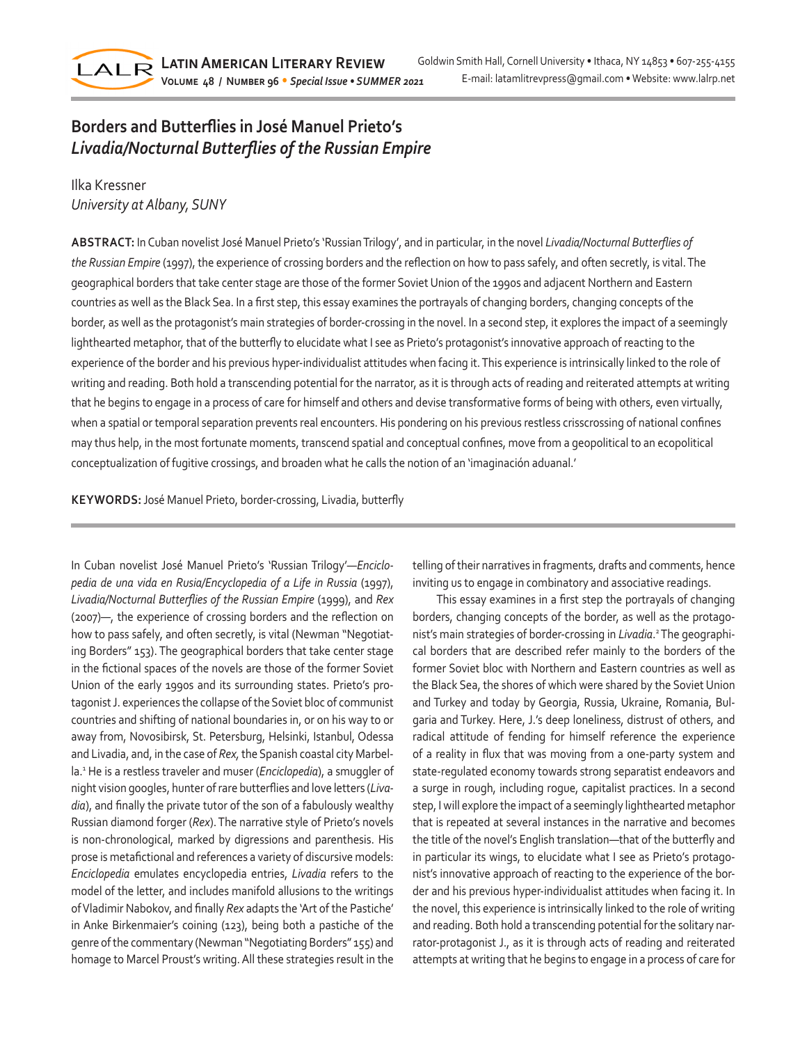# Borders and Butterflies in José Manuel Prieto's *Livadia/Nocturnal Butterflies of the Russian Empire*

Ilka Kressner
*University at Albany, SUNY*

**ABSTRACT:** In Cuban novelist José Manuel Prieto's 'Russian Trilogy', and in particular, in the novel *Livadia/Nocturnal Butterflies of the Russian Empire* (1997), the experience of crossing borders and the reflection on how to pass safely, and often secretly, is vital. The geographical borders that take center stage are those of the former Soviet Union of the 1990s and adjacent Northern and Eastern countries as well as the Black Sea. In a first step, this essay examines the portrayals of changing borders, changing concepts of the border, as well as the protagonist's main strategies of border-crossing in the novel. In a second step, it explores the impact of a seemingly lighthearted metaphor, that of the butterfly to elucidate what I see as Prieto's protagonist's innovative approach of reacting to the experience of the border and his previous hyper-individualist attitudes when facing it. This experience is intrinsically linked to the role of writing and reading. Both hold a transcending potential for the narrator, as it is through acts of reading and reiterated attempts at writing that he begins to engage in a process of care for himself and others and devise transformative forms of being with others, even virtually, when a spatial or temporal separation prevents real encounters. His pondering on his previous restless crisscrossing of national confines may thus help, in the most fortunate moments, transcend spatial and conceptual confines, move from a geopolitical to an ecopolitical conceptualization of fugitive crossings, and broaden what he calls the notion of an 'imaginación aduanal.'

**KEYWORDS:** José Manuel Prieto, border-crossing, Livadia, butterfly

In Cuban novelist José Manuel Prieto's 'Russian Trilogy'—*Enciclopedia de una vida en Rusia/Encyclopedia of a Life in Russia* (1997), *Livadia/Nocturnal Butterflies of the Russian Empire* (1999), and *Rex* (2007)—, the experience of crossing borders and the reflection on how to pass safely, and often secretly, is vital (Newman "Negotiating Borders" 153). The geographical borders that take center stage in the fictional spaces of the novels are those of the former Soviet Union of the early 1990s and its surrounding states. Prieto's protagonist J. experiences the collapse of the Soviet bloc of communist countries and shifting of national boundaries in, or on his way to or away from, Novosibirsk, St. Petersburg, Helsinki, Istanbul, Odessa and Livadia, and, in the case of *Rex,* the Spanish coastal city Marbella.[1] He is a restless traveler and muser (*Enciclopedia*), a smuggler of night vision googles, hunter of rare butterflies and love letters (*Livadia*), and finally the private tutor of the son of a fabulously wealthy Russian diamond forger (*Rex*). The narrative style of Prieto's novels is non-chronological, marked by digressions and parenthesis. His prose is metafictional and references a variety of discursive models: *Enciclopedia* emulates encyclopedia entries, *Livadia* refers to the model of the letter, and includes manifold allusions to the writings of Vladimir Nabokov, and finally *Rex* adapts the 'Art of the Pastiche' in Anke Birkenmaier's coining (123), being both a pastiche of the genre of the commentary (Newman "Negotiating Borders" 155) and homage to Marcel Proust's writing. All these strategies result in the telling of their narratives in fragments, drafts and comments, hence inviting us to engage in combinatory and associative readings.

This essay examines in a first step the portrayals of changing borders, changing concepts of the border, as well as the protagonist's main strategies of border-crossing in *Livadia*.[2] The geographical borders that are described refer mainly to the borders of the former Soviet bloc with Northern and Eastern countries as well as the Black Sea, the shores of which were shared by the Soviet Union and Turkey and today by Georgia, Russia, Ukraine, Romania, Bulgaria and Turkey. Here, J.'s deep loneliness, distrust of others, and radical attitude of fending for himself reference the experience of a reality in flux that was moving from a one-party system and state-regulated economy towards strong separatist endeavors and a surge in rough, including rogue, capitalist practices. In a second step, I will explore the impact of a seemingly lighthearted metaphor that is repeated at several instances in the narrative and becomes the title of the novel's English translation—that of the butterfly and in particular its wings, to elucidate what I see as Prieto's protagonist's innovative approach of reacting to the experience of the border and his previous hyper-individualist attitudes when facing it. In the novel, this experience is intrinsically linked to the role of writing and reading. Both hold a transcending potential for the solitary narrator-protagonist J., as it is through acts of reading and reiterated attempts at writing that he begins to engage in a process of care for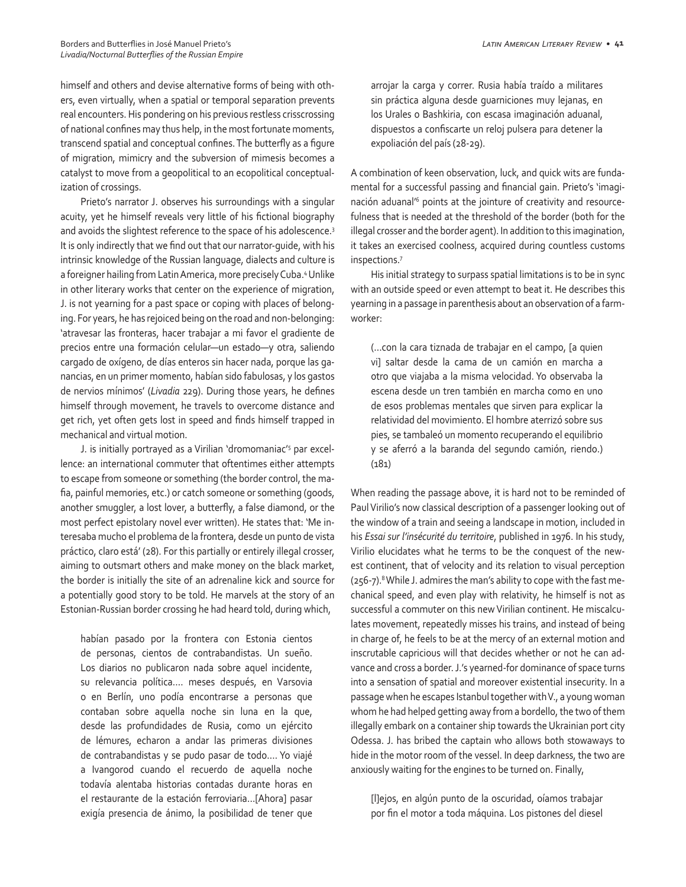himself and others and devise alternative forms of being with others, even virtually, when a spatial or temporal separation prevents real encounters. His pondering on his previous restless crisscrossing of national confines may thus help, in the most fortunate moments, transcend spatial and conceptual confines. The butterfly as a figure of migration, mimicry and the subversion of mimesis becomes a catalyst to move from a geopolitical to an ecopolitical conceptualization of crossings.

Prieto's narrator J. observes his surroundings with a singular acuity, yet he himself reveals very little of his fictional biography and avoids the slightest reference to the space of his adolescence.[3] It is only indirectly that we find out that our narrator-guide, with his intrinsic knowledge of the Russian language, dialects and culture is a foreigner hailing from Latin America, more precisely Cuba.[4] Unlike in other literary works that center on the experience of migration, J. is not yearning for a past space or coping with places of belonging. For years, he has rejoiced being on the road and non-belonging: 'atravesar las fronteras, hacer trabajar a mi favor el gradiente de precios entre una formación celular—un estado—y otra, saliendo cargado de oxígeno, de días enteros sin hacer nada, porque las ganancias, en un primer momento, habían sido fabulosas, y los gastos de nervios mínimos' (*Livadia* 229). During those years, he defines himself through movement, he travels to overcome distance and get rich, yet often gets lost in speed and finds himself trapped in mechanical and virtual motion.

J. is initially portrayed as a Virilian 'dromomaniac'[5] par excellence: an international commuter that oftentimes either attempts to escape from someone or something (the border control, the mafia, painful memories, etc.) or catch someone or something (goods, another smuggler, a lost lover, a butterfly, a false diamond, or the most perfect epistolary novel ever written). He states that: 'Me interesaba mucho el problema de la frontera, desde un punto de vista práctico, claro está' (28). For this partially or entirely illegal crosser, aiming to outsmart others and make money on the black market, the border is initially the site of an adrenaline kick and source for a potentially good story to be told. He marvels at the story of an Estonian-Russian border crossing he had heard told, during which,

> habían pasado por la frontera con Estonia cientos de personas, cientos de contrabandistas. Un sueño. Los diarios no publicaron nada sobre aquel incidente, su relevancia política.... meses después, en Varsovia o en Berlín, uno podía encontrarse a personas que contaban sobre aquella noche sin luna en la que, desde las profundidades de Rusia, como un ejército de lémures, echaron a andar las primeras divisiones de contrabandistas y se pudo pasar de todo.... Yo viajé a Ivangorod cuando el recuerdo de aquella noche todavía alentaba historias contadas durante horas en el restaurante de la estación ferroviaria...[Ahora] pasar exigía presencia de ánimo, la posibilidad de tener que arrojar la carga y correr. Rusia había traído a militares sin práctica alguna desde guarniciones muy lejanas, en los Urales o Bashkiria, con escasa imaginación aduanal, dispuestos a confiscarte un reloj pulsera para detener la expoliación del país (28-29).

A combination of keen observation, luck, and quick wits are fundamental for a successful passing and financial gain. Prieto's 'imaginación aduanal'[6] points at the jointure of creativity and resourcefulness that is needed at the threshold of the border (both for the illegal crosser and the border agent). In addition to this imagination, it takes an exercised coolness, acquired during countless customs inspections.[7]

His initial strategy to surpass spatial limitations is to be in sync with an outside speed or even attempt to beat it. He describes this yearning in a passage in parenthesis about an observation of a farmworker:

> (...con la cara tiznada de trabajar en el campo, [a quien vi] saltar desde la cama de un camión en marcha a otro que viajaba a la misma velocidad. Yo observaba la escena desde un tren también en marcha como en uno de esos problemas mentales que sirven para explicar la relatividad del movimiento. El hombre aterrizó sobre sus pies, se tambaleó un momento recuperando el equilibrio y se aferró a la baranda del segundo camión, riendo.) (181)

When reading the passage above, it is hard not to be reminded of Paul Virilio's now classical description of a passenger looking out of the window of a train and seeing a landscape in motion, included in his *Essai sur l'insécurité du territoire*, published in 1976. In his study, Virilio elucidates what he terms to be the conquest of the newest continent, that of velocity and its relation to visual perception (256-7).[8] While J. admires the man's ability to cope with the fast mechanical speed, and even play with relativity, he himself is not as successful a commuter on this new Virilian continent. He miscalculates movement, repeatedly misses his trains, and instead of being in charge of, he feels to be at the mercy of an external motion and inscrutable capricious will that decides whether or not he can advance and cross a border. J.'s yearned-for dominance of space turns into a sensation of spatial and moreover existential insecurity. In a passage when he escapes Istanbul together with V., a young woman whom he had helped getting away from a bordello, the two of them illegally embark on a container ship towards the Ukrainian port city Odessa. J. has bribed the captain who allows both stowaways to hide in the motor room of the vessel. In deep darkness, the two are anxiously waiting for the engines to be turned on. Finally,

> [l]ejos, en algún punto de la oscuridad, oíamos trabajar por fin el motor a toda máquina. Los pistones del diesel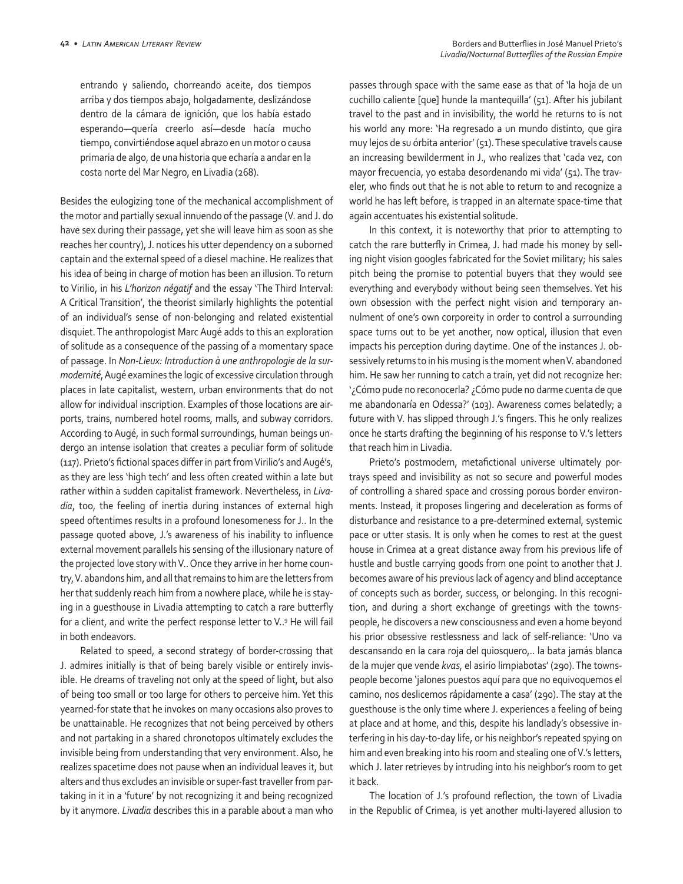entrando y saliendo, chorreando aceite, dos tiempos arriba y dos tiempos abajo, holgadamente, deslizándose dentro de la cámara de ignición, que los había estado esperando—quería creerlo así—desde hacía mucho tiempo, convirtiéndose aquel abrazo en un motor o causa primaria de algo, de una historia que echaría a andar en la costa norte del Mar Negro, en Livadia (268).

Besides the eulogizing tone of the mechanical accomplishment of the motor and partially sexual innuendo of the passage (V. and J. do have sex during their passage, yet she will leave him as soon as she reaches her country), J. notices his utter dependency on a suborned captain and the external speed of a diesel machine. He realizes that his idea of being in charge of motion has been an illusion. To return to Virilio, in his *L'horizon négatif* and the essay 'The Third Interval: A Critical Transition', the theorist similarly highlights the potential of an individual's sense of non-belonging and related existential disquiet. The anthropologist Marc Augé adds to this an exploration of solitude as a consequence of the passing of a momentary space of passage. In *Non-Lieux: Introduction à une anthropologie de la surmodernité*, Augé examines the logic of excessive circulation through places in late capitalist, western, urban environments that do not allow for individual inscription. Examples of those locations are airports, trains, numbered hotel rooms, malls, and subway corridors. According to Augé, in such formal surroundings, human beings undergo an intense isolation that creates a peculiar form of solitude (117). Prieto's fictional spaces differ in part from Virilio's and Augé's, as they are less 'high tech' and less often created within a late but rather within a sudden capitalist framework. Nevertheless, in *Livadia*, too, the feeling of inertia during instances of external high speed oftentimes results in a profound lonesomeness for J.. In the passage quoted above, J.'s awareness of his inability to influence external movement parallels his sensing of the illusionary nature of the projected love story with V.. Once they arrive in her home country, V. abandons him, and all that remains to him are the letters from her that suddenly reach him from a nowhere place, while he is staying in a guesthouse in Livadia attempting to catch a rare butterfly for a client, and write the perfect response letter to V..[9] He will fail in both endeavors.

Related to speed, a second strategy of border-crossing that J. admires initially is that of being barely visible or entirely invisible. He dreams of traveling not only at the speed of light, but also of being too small or too large for others to perceive him. Yet this yearned-for state that he invokes on many occasions also proves to be unattainable. He recognizes that not being perceived by others and not partaking in a shared chronotopos ultimately excludes the invisible being from understanding that very environment. Also, he realizes spacetime does not pause when an individual leaves it, but alters and thus excludes an invisible or super-fast traveller from partaking in it in a 'future' by not recognizing it and being recognized by it anymore. *Livadia* describes this in a parable about a man who passes through space with the same ease as that of 'la hoja de un cuchillo caliente [que] hunde la mantequilla' (51). After his jubilant travel to the past and in invisibility, the world he returns to is not his world any more: 'Ha regresado a un mundo distinto, que gira muy lejos de su órbita anterior' (51). These speculative travels cause an increasing bewilderment in J., who realizes that 'cada vez, con mayor frecuencia, yo estaba desordenando mi vida' (51). The traveler, who finds out that he is not able to return to and recognize a world he has left before, is trapped in an alternate space-time that again accentuates his existential solitude.

In this context, it is noteworthy that prior to attempting to catch the rare butterfly in Crimea, J. had made his money by selling night vision googles fabricated for the Soviet military; his sales pitch being the promise to potential buyers that they would see everything and everybody without being seen themselves. Yet his own obsession with the perfect night vision and temporary annulment of one's own corporeity in order to control a surrounding space turns out to be yet another, now optical, illusion that even impacts his perception during daytime. One of the instances J. obsessively returns to in his musing is the moment when V. abandoned him. He saw her running to catch a train, yet did not recognize her: '¿Cómo pude no reconocerla? ¿Cómo pude no darme cuenta de que me abandonaría en Odessa?' (103). Awareness comes belatedly; a future with V. has slipped through J.'s fingers. This he only realizes once he starts drafting the beginning of his response to V.'s letters that reach him in Livadia.

Prieto's postmodern, metafictional universe ultimately portrays speed and invisibility as not so secure and powerful modes of controlling a shared space and crossing porous border environments. Instead, it proposes lingering and deceleration as forms of disturbance and resistance to a pre-determined external, systemic pace or utter stasis. It is only when he comes to rest at the guest house in Crimea at a great distance away from his previous life of hustle and bustle carrying goods from one point to another that J. becomes aware of his previous lack of agency and blind acceptance of concepts such as border, success, or belonging. In this recognition, and during a short exchange of greetings with the townspeople, he discovers a new consciousness and even a home beyond his prior obsessive restlessness and lack of self-reliance: 'Uno va descansando en la cara roja del quiosquero,.. la bata jamás blanca de la mujer que vende *kvas*, el asirio limpiabotas' (290). The townspeople become 'jalones puestos aquí para que no equivoquemos el camino, nos deslicemos rápidamente a casa' (290). The stay at the guesthouse is the only time where J. experiences a feeling of being at place and at home, and this, despite his landlady's obsessive interfering in his day-to-day life, or his neighbor's repeated spying on him and even breaking into his room and stealing one of V.'s letters, which J. later retrieves by intruding into his neighbor's room to get it back.

The location of J.'s profound reflection, the town of Livadia in the Republic of Crimea, is yet another multi-layered allusion to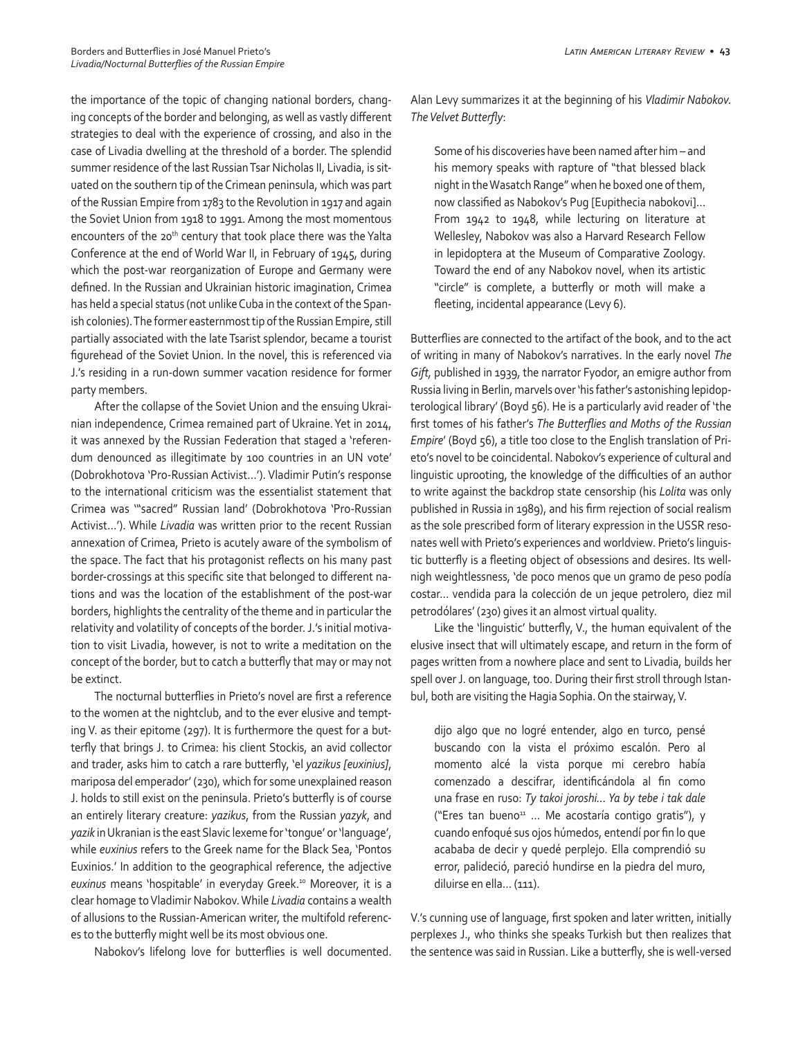the importance of the topic of changing national borders, changing concepts of the border and belonging, as well as vastly different strategies to deal with the experience of crossing, and also in the case of Livadia dwelling at the threshold of a border. The splendid summer residence of the last Russian Tsar Nicholas II, Livadia, is situated on the southern tip of the Crimean peninsula, which was part of the Russian Empire from 1783 to the Revolution in 1917 and again the Soviet Union from 1918 to 1991. Among the most momentous encounters of the 20th century that took place there was the Yalta Conference at the end of World War II, in February of 1945, during which the post-war reorganization of Europe and Germany were defined. In the Russian and Ukrainian historic imagination, Crimea has held a special status (not unlike Cuba in the context of the Spanish colonies). The former easternmost tip of the Russian Empire, still partially associated with the late Tsarist splendor, became a tourist figurehead of the Soviet Union. In the novel, this is referenced via J.'s residing in a run-down summer vacation residence for former party members.

After the collapse of the Soviet Union and the ensuing Ukrainian independence, Crimea remained part of Ukraine. Yet in 2014, it was annexed by the Russian Federation that staged a 'referendum denounced as illegitimate by 100 countries in an UN vote' (Dobrokhotova 'Pro-Russian Activist…'). Vladimir Putin's response to the international criticism was the essentialist statement that Crimea was '"sacred" Russian land' (Dobrokhotova 'Pro-Russian Activist…'). While *Livadia* was written prior to the recent Russian annexation of Crimea, Prieto is acutely aware of the symbolism of the space. The fact that his protagonist reflects on his many past border-crossings at this specific site that belonged to different nations and was the location of the establishment of the post-war borders, highlights the centrality of the theme and in particular the relativity and volatility of concepts of the border. J.'s initial motivation to visit Livadia, however, is not to write a meditation on the concept of the border, but to catch a butterfly that may or may not be extinct.

The nocturnal butterflies in Prieto's novel are first a reference to the women at the nightclub, and to the ever elusive and tempting V. as their epitome (297). It is furthermore the quest for a butterfly that brings J. to Crimea: his client Stockis, an avid collector and trader, asks him to catch a rare butterfly, 'el *yazikus [euxinius]*, mariposa del emperador' (230), which for some unexplained reason J. holds to still exist on the peninsula. Prieto's butterfly is of course an entirely literary creature: *yazikus*, from the Russian *yazyk*, and *yazik* in Ukranian is the east Slavic lexeme for 'tongue' or 'language', while *euxinius* refers to the Greek name for the Black Sea, 'Pontos Euxinios.' In addition to the geographical reference, the adjective *euxinus* means 'hospitable' in everyday Greek.[10] Moreover, it is a clear homage to Vladimir Nabokov. While *Livadia* contains a wealth of allusions to the Russian-American writer, the multifold references to the butterfly might well be its most obvious one.

Nabokov's lifelong love for butterflies is well documented. Alan Levy summarizes it at the beginning of his *Vladimir Nabokov. The Velvet Butterfly*:

> Some of his discoveries have been named after him – and his memory speaks with rapture of "that blessed black night in the Wasatch Range" when he boxed one of them, now classified as Nabokov's Pug [Eupithecia nabokovi]… From 1942 to 1948, while lecturing on literature at Wellesley, Nabokov was also a Harvard Research Fellow in lepidoptera at the Museum of Comparative Zoology. Toward the end of any Nabokov novel, when its artistic "circle" is complete, a butterfly or moth will make a fleeting, incidental appearance (Levy 6).

Butterflies are connected to the artifact of the book, and to the act of writing in many of Nabokov's narratives. In the early novel *The Gift*, published in 1939, the narrator Fyodor, an emigre author from Russia living in Berlin, marvels over 'his father's astonishing lepidopterological library' (Boyd 56). He is a particularly avid reader of 'the first tomes of his father's *The Butterflies and Moths of the Russian Empire*' (Boyd 56), a title too close to the English translation of Prieto's novel to be coincidental. Nabokov's experience of cultural and linguistic uprooting, the knowledge of the difficulties of an author to write against the backdrop state censorship (his *Lolita* was only published in Russia in 1989), and his firm rejection of social realism as the sole prescribed form of literary expression in the USSR resonates well with Prieto's experiences and worldview. Prieto's linguistic butterfly is a fleeting object of obsessions and desires. Its well-nigh weightlessness, 'de poco menos que un gramo de peso podía costar… vendida para la colección de un jeque petrolero, diez mil petrodólares' (230) gives it an almost virtual quality.

Like the 'linguistic' butterfly, V., the human equivalent of the elusive insect that will ultimately escape, and return in the form of pages written from a nowhere place and sent to Livadia, builds her spell over J. on language, too. During their first stroll through Istanbul, both are visiting the Hagia Sophia. On the stairway, V.

> dijo algo que no logré entender, algo en turco, pensé buscando con la vista el próximo escalón. Pero al momento alcé la vista porque mi cerebro había comenzado a descifrar, identificándola al fin como una frase en ruso: *Ty takoi joroshi… Ya by tebe i tak dale* ("Eres tan bueno[11] … Me acostaría contigo gratis"), y cuando enfoqué sus ojos húmedos, entendí por fin lo que acababa de decir y quedé perplejo. Ella comprendió su error, palideció, pareció hundirse en la piedra del muro, diluirse en ella… (111).

V.'s cunning use of language, first spoken and later written, initially perplexes J., who thinks she speaks Turkish but then realizes that the sentence was said in Russian. Like a butterfly, she is well-versed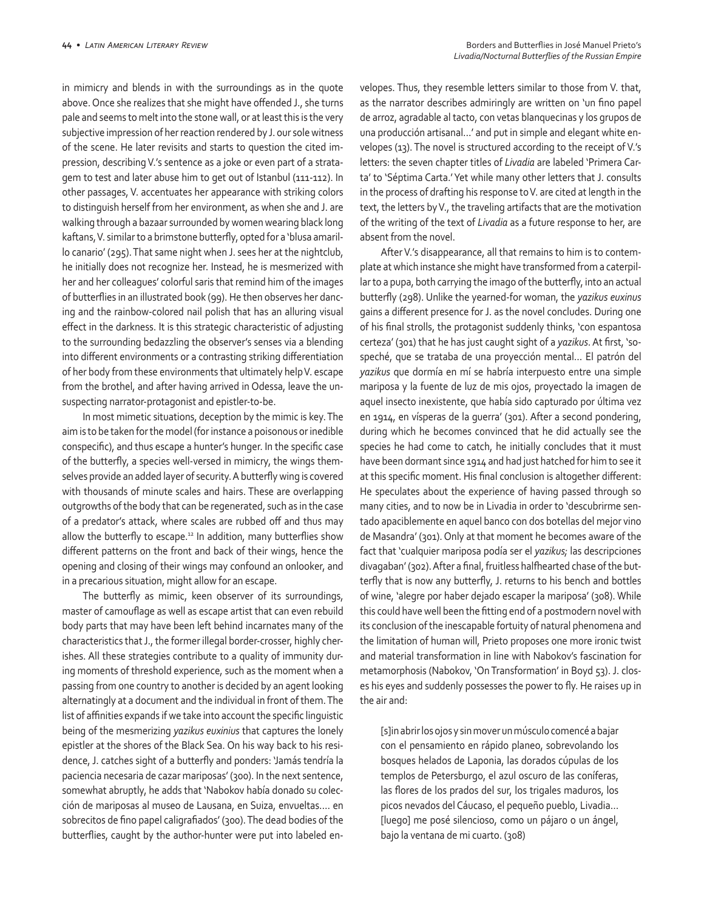in mimicry and blends in with the surroundings as in the quote above. Once she realizes that she might have offended J., she turns pale and seems to melt into the stone wall, or at least this is the very subjective impression of her reaction rendered by J. our sole witness of the scene. He later revisits and starts to question the cited impression, describing V.'s sentence as a joke or even part of a stratagem to test and later abuse him to get out of Istanbul (111-112). In other passages, V. accentuates her appearance with striking colors to distinguish herself from her environment, as when she and J. are walking through a bazaar surrounded by women wearing black long kaftans, V. similar to a brimstone butterfly, opted for a 'blusa amarillo canario' (295). That same night when J. sees her at the nightclub, he initially does not recognize her. Instead, he is mesmerized with her and her colleagues' colorful saris that remind him of the images of butterflies in an illustrated book (99). He then observes her dancing and the rainbow-colored nail polish that has an alluring visual effect in the darkness. It is this strategic characteristic of adjusting to the surrounding bedazzling the observer's senses via a blending into different environments or a contrasting striking differentiation of her body from these environments that ultimately help V. escape from the brothel, and after having arrived in Odessa, leave the unsuspecting narrator-protagonist and epistler-to-be.

In most mimetic situations, deception by the mimic is key. The aim is to be taken for the model (for instance a poisonous or inedible conspecific), and thus escape a hunter's hunger. In the specific case of the butterfly, a species well-versed in mimicry, the wings themselves provide an added layer of security. A butterfly wing is covered with thousands of minute scales and hairs. These are overlapping outgrowths of the body that can be regenerated, such as in the case of a predator's attack, where scales are rubbed off and thus may allow the butterfly to escape.[12] In addition, many butterflies show different patterns on the front and back of their wings, hence the opening and closing of their wings may confound an onlooker, and in a precarious situation, might allow for an escape.

The butterfly as mimic, keen observer of its surroundings, master of camouflage as well as escape artist that can even rebuild body parts that may have been left behind incarnates many of the characteristics that J., the former illegal border-crosser, highly cherishes. All these strategies contribute to a quality of immunity during moments of threshold experience, such as the moment when a passing from one country to another is decided by an agent looking alternatingly at a document and the individual in front of them. The list of affinities expands if we take into account the specific linguistic being of the mesmerizing *yazikus euxinius* that captures the lonely epistler at the shores of the Black Sea. On his way back to his residence, J. catches sight of a butterfly and ponders: 'Jamás tendría la paciencia necesaria de cazar mariposas' (300). In the next sentence, somewhat abruptly, he adds that 'Nabokov había donado su colección de mariposas al museo de Lausana, en Suiza, envueltas.... en sobrecitos de fino papel caligrafiados' (300). The dead bodies of the butterflies, caught by the author-hunter were put into labeled envelopes. Thus, they resemble letters similar to those from V. that, as the narrator describes admiringly are written on 'un fino papel de arroz, agradable al tacto, con vetas blanquecinas y los grupos de una producción artisanal...' and put in simple and elegant white envelopes (13). The novel is structured according to the receipt of V.'s letters: the seven chapter titles of *Livadia* are labeled 'Primera Carta' to 'Séptima Carta.' Yet while many other letters that J. consults in the process of drafting his response to V. are cited at length in the text, the letters by V., the traveling artifacts that are the motivation of the writing of the text of *Livadia* as a future response to her, are absent from the novel.

After V.'s disappearance, all that remains to him is to contemplate at which instance she might have transformed from a caterpillar to a pupa, both carrying the imago of the butterfly, into an actual butterfly (298). Unlike the yearned-for woman, the *yazikus euxinus* gains a different presence for J. as the novel concludes. During one of his final strolls, the protagonist suddenly thinks, 'con espantosa certeza' (301) that he has just caught sight of a *yazikus*. At first, 'sospeché, que se trataba de una proyección mental... El patrón del *yazikus* que dormía en mí se habría interpuesto entre una simple mariposa y la fuente de luz de mis ojos, proyectado la imagen de aquel insecto inexistente, que había sido capturado por última vez en 1914, en vísperas de la guerra' (301). After a second pondering, during which he becomes convinced that he did actually see the species he had come to catch, he initially concludes that it must have been dormant since 1914 and had just hatched for him to see it at this specific moment. His final conclusion is altogether different: He speculates about the experience of having passed through so many cities, and to now be in Livadia in order to 'descubrirme sentado apaciblemente en aquel banco con dos botellas del mejor vino de Masandra' (301). Only at that moment he becomes aware of the fact that 'cualquier mariposa podía ser el *yazikus;* las descripciones divagaban' (302). After a final, fruitless halfhearted chase of the butterfly that is now any butterfly, J. returns to his bench and bottles of wine, 'alegre por haber dejado escaper la mariposa' (308). While this could have well been the fitting end of a postmodern novel with its conclusion of the inescapable fortuity of natural phenomena and the limitation of human will, Prieto proposes one more ironic twist and material transformation in line with Nabokov's fascination for metamorphosis (Nabokov, 'On Transformation' in Boyd 53). J. closes his eyes and suddenly possesses the power to fly. He raises up in the air and:

> [s]in abrir los ojos y sin mover un músculo comencé a bajar con el pensamiento en rápido planeo, sobrevolando los bosques helados de Laponia, las dorados cúpulas de los templos de Petersburgo, el azul oscuro de las coníferas, las flores de los prados del sur, los trigales maduros, los picos nevados del Cáucaso, el pequeño pueblo, Livadia... [luego] me posé silencioso, como un pájaro o un ángel, bajo la ventana de mi cuarto. (308)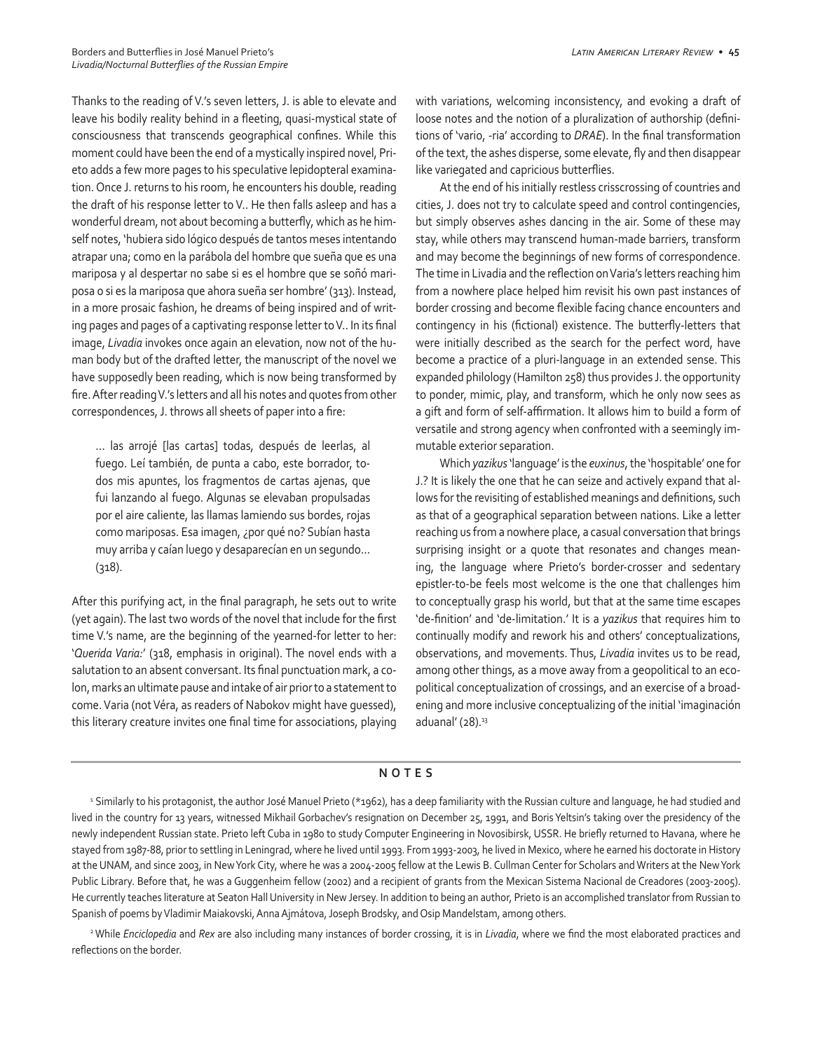Thanks to the reading of V.'s seven letters, J. is able to elevate and leave his bodily reality behind in a fleeting, quasi-mystical state of consciousness that transcends geographical confines. While this moment could have been the end of a mystically inspired novel, Prieto adds a few more pages to his speculative lepidopteral examination. Once J. returns to his room, he encounters his double, reading the draft of his response letter to V.. He then falls asleep and has a wonderful dream, not about becoming a butterfly, which as he himself notes, 'hubiera sido lógico después de tantos meses intentando atrapar una; como en la parábola del hombre que sueña que es una mariposa y al despertar no sabe si es el hombre que se soñó mariposa o si es la mariposa que ahora sueña ser hombre' (313). Instead, in a more prosaic fashion, he dreams of being inspired and of writing pages and pages of a captivating response letter to V.. In its final image, *Livadia* invokes once again an elevation, now not of the human body but of the drafted letter, the manuscript of the novel we have supposedly been reading, which is now being transformed by fire. After reading V.'s letters and all his notes and quotes from other correspondences, J. throws all sheets of paper into a fire:

> … las arrojé [las cartas] todas, después de leerlas, al fuego. Leí también, de punta a cabo, este borrador, todos mis apuntes, los fragmentos de cartas ajenas, que fui lanzando al fuego. Algunas se elevaban propulsadas por el aire caliente, las llamas lamiendo sus bordes, rojas como mariposas. Esa imagen, ¿por qué no? Subían hasta muy arriba y caían luego y desaparecían en un segundo… (318).

After this purifying act, in the final paragraph, he sets out to write (yet again). The last two words of the novel that include for the first time V.'s name, are the beginning of the yearned-for letter to her: '*Querida Varia:*' (318, emphasis in original). The novel ends with a salutation to an absent conversant. Its final punctuation mark, a colon, marks an ultimate pause and intake of air prior to a statement to come. Varia (not Véra, as readers of Nabokov might have guessed), this literary creature invites one final time for associations, playing with variations, welcoming inconsistency, and evoking a draft of loose notes and the notion of a pluralization of authorship (definitions of 'vario, -ria' according to *DRAE*). In the final transformation of the text, the ashes disperse, some elevate, fly and then disappear like variegated and capricious butterflies.

At the end of his initially restless crisscrossing of countries and cities, J. does not try to calculate speed and control contingencies, but simply observes ashes dancing in the air. Some of these may stay, while others may transcend human-made barriers, transform and may become the beginnings of new forms of correspondence. The time in Livadia and the reflection on Varia's letters reaching him from a nowhere place helped him revisit his own past instances of border crossing and become flexible facing chance encounters and contingency in his (fictional) existence. The butterfly-letters that were initially described as the search for the perfect word, have become a practice of a pluri-language in an extended sense. This expanded philology (Hamilton 258) thus provides J. the opportunity to ponder, mimic, play, and transform, which he only now sees as a gift and form of self-affirmation. It allows him to build a form of versatile and strong agency when confronted with a seemingly immutable exterior separation.

Which *yazikus* 'language' is the *euxinus*, the 'hospitable' one for J.? It is likely the one that he can seize and actively expand that allows for the revisiting of established meanings and definitions, such as that of a geographical separation between nations. Like a letter reaching us from a nowhere place, a casual conversation that brings surprising insight or a quote that resonates and changes meaning, the language where Prieto's border-crosser and sedentary epistler-to-be feels most welcome is the one that challenges him to conceptually grasp his world, but that at the same time escapes 'de-finition' and 'de-limitation.' It is a *yazikus* that requires him to continually modify and rework his and others' conceptualizations, observations, and movements. Thus, *Livadia* invites us to be read, among other things, as a move away from a geopolitical to an ecopolitical conceptualization of crossings, and an exercise of a broadening and more inclusive conceptualizing of the initial 'imaginación aduanal' (28).[13]

## NOTES

[1] Similarly to his protagonist, the author José Manuel Prieto (*1962), has a deep familiarity with the Russian culture and language, he had studied and lived in the country for 13 years, witnessed Mikhail Gorbachev's resignation on December 25, 1991, and Boris Yeltsin's taking over the presidency of the newly independent Russian state. Prieto left Cuba in 1980 to study Computer Engineering in Novosibirsk, USSR. He briefly returned to Havana, where he stayed from 1987-88, prior to settling in Leningrad, where he lived until 1993. From 1993-2003, he lived in Mexico, where he earned his doctorate in History at the UNAM, and since 2003, in New York City, where he was a 2004-2005 fellow at the Lewis B. Cullman Center for Scholars and Writers at the New York Public Library. Before that, he was a Guggenheim fellow (2002) and a recipient of grants from the Mexican Sistema Nacional de Creadores (2003-2005). He currently teaches literature at Seaton Hall University in New Jersey. In addition to being an author, Prieto is an accomplished translator from Russian to Spanish of poems by Vladimir Maiakovski, Anna Ajmátova, Joseph Brodsky, and Osip Mandelstam, among others.

[2] While *Enciclopedia* and *Rex* are also including many instances of border crossing, it is in *Livadia*, where we find the most elaborated practices and reflections on the border.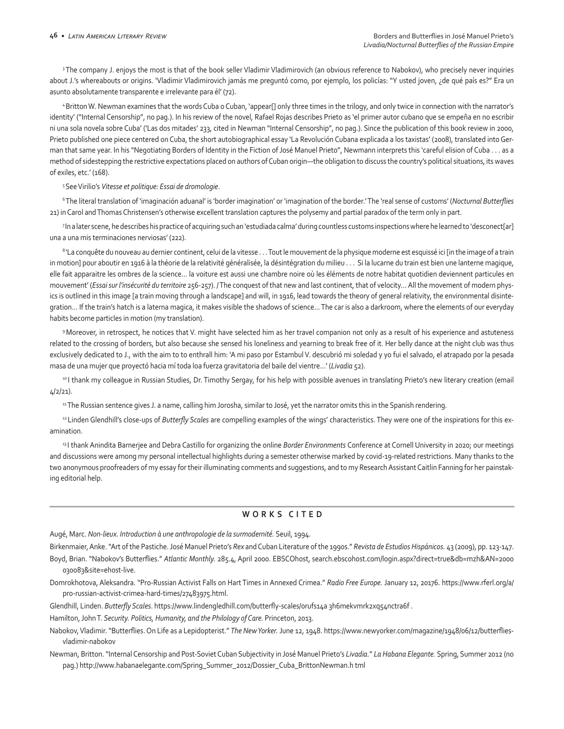[3] The company J. enjoys the most is that of the book seller Vladimir Vladimirovich (an obvious reference to Nabokov), who precisely never inquiries about J.'s whereabouts or origins. 'Vladimir Vladimirovich jamás me preguntó como, por ejemplo, los policías: "Y usted joven, ¿de qué país es?" Era un asunto absolutamente transparente e irrelevante para él' (72).

[4] Britton W. Newman examines that the words Cuba o Cuban, 'appear[] only three times in the trilogy, and only twice in connection with the narrator's identity' ("Internal Censorship", no pag.). In his review of the novel, Rafael Rojas describes Prieto as 'el primer autor cubano que se empeña en no escribir ni una sola novela sobre Cuba' ('Las dos mitades' 233, cited in Newman "Internal Censorship", no pag.). Since the publication of this book review in 2000, Prieto published one piece centered on Cuba, the short autobiographical essay 'La Revolución Cubana explicada a los taxistas' (2008), translated into German that same year. In his "Negotiating Borders of Identity in the Fiction of José Manuel Prieto", Newmann interprets this 'careful elision of Cuba . . . as a method of sidestepping the restrictive expectations placed on authors of Cuban origin—the obligation to discuss the country's political situations, its waves of exiles, etc.' (168).

[5] See Virilio's *Vitesse et politique: Essai de dromologie*.

[6] The literal translation of 'imaginación aduanal' is 'border imagination' or 'imagination of the border.' The 'real sense of customs' (*Nocturnal Butterflies* 21) in Carol and Thomas Christensen's otherwise excellent translation captures the polysemy and partial paradox of the term only in part.

[7] In a later scene, he describes his practice of acquiring such an 'estudiada calma' during countless customs inspections where he learned to 'desconect[ar] una a una mis terminaciones nerviosas' (222).

[8] 'La conquête du nouveau au dernier continent, celui de la vitesse . . . Tout le mouvement de la physique moderne est esquissé ici [in the image of a train in motion] pour aboutir en 1916 à la théorie de la relativité généralisée, la désintégration du milieu . . . Si la lucarne du train est bien une lanterne magique, elle fait apparaitre les ombres de la science… la voiture est aussi une chambre noire où les éléments de notre habitat quotidien deviennent particules en mouvement' (*Essai sur l'insécurité du territoire* 256-257). / The conquest of that new and last continent, that of velocity… All the movement of modern physics is outlined in this image [a train moving through a landscape] and will, in 1916, lead towards the theory of general relativity, the environmental disintegration… If the train's hatch is a laterna magica, it makes visible the shadows of science… The car is also a darkroom, where the elements of our everyday habits become particles in motion (my translation).

[9] Moreover, in retrospect, he notices that V. might have selected him as her travel companion not only as a result of his experience and astuteness related to the crossing of borders, but also because she sensed his loneliness and yearning to break free of it. Her belly dance at the night club was thus exclusively dedicated to J., with the aim to to enthrall him: 'A mi paso por Estambul V. descubrió mi soledad y yo fui el salvado, el atrapado por la pesada masa de una mujer que proyectó hacia mí toda loa fuerza gravitatoria del baile del vientre…' (*Livadia* 52).

[10] I thank my colleague in Russian Studies, Dr. Timothy Sergay, for his help with possible avenues in translating Prieto's new literary creation (email 4/2/21).

[11] The Russian sentence gives J. a name, calling him Jorosha, similar to José, yet the narrator omits this in the Spanish rendering.

[12] Linden Glendhill's close-ups of *Butterfly Scales* are compelling examples of the wings' characteristics. They were one of the inspirations for this examination.

[13] I thank Anindita Barnerjee and Debra Castillo for organizing the online *Border Environments* Conference at Cornell University in 2020; our meetings and discussions were among my personal intellectual highlights during a semester otherwise marked by covid-19-related restrictions. Many thanks to the two anonymous proofreaders of my essay for their illuminating comments and suggestions, and to my Research Assistant Caitlin Fanning for her painstaking editorial help.

## WORKS CITED

Augé, Marc. *Non-lieux. Introduction à une anthropologie de la surmodernité.* Seuil, 1994.

Birkenmaier, Anke. "Art of the Pastiche. José Manuel Prieto's *Rex* and Cuban Literature of the 1990s." *Revista de Estudios Hispánicos.* 43 (2009), pp. 123-147.

Boyd, Brian. "Nabokov's Butterflies." *Atlantic Monthly.* 285.4, April 2000. EBSCOhost, search.ebscohost.com/login.aspx?direct=true&db=mzh&AN=2000030083&site=ehost-live.

Domrokhotova, Aleksandra. "Pro-Russian Activist Falls on Hart Times in Annexed Crimea." *Radio Free Europe.* January 12, 20176. https://www.rferl.org/a/pro-russian-activist-crimea-hard-times/27483975.html.

Glendhill, Linden. *Butterfly Scales*. https://www.lindengledhill.com/butterfly-scales/orufs14a3h6mekvmrk2xq54nctra6f .

Hamilton, John T. *Security. Politics, Humanity, and the Philology of Care.* Princeton, 2013.

Nabokov, Vladimir. "Butterflies. On Life as a Lepidopterist." *The New Yorker.* June 12, 1948. https://www.newyorker.com/magazine/1948/06/12/butterflies-vladimir-nabokov

Newman, Britton. "Internal Censorship and Post-Soviet Cuban Subjectivity in José Manuel Prieto's *Livadia.*" *La Habana Elegante.* Spring, Summer 2012 (no pag.) http://www.habanaelegante.com/Spring_Summer_2012/Dossier_Cuba_BrittonNewman.h tml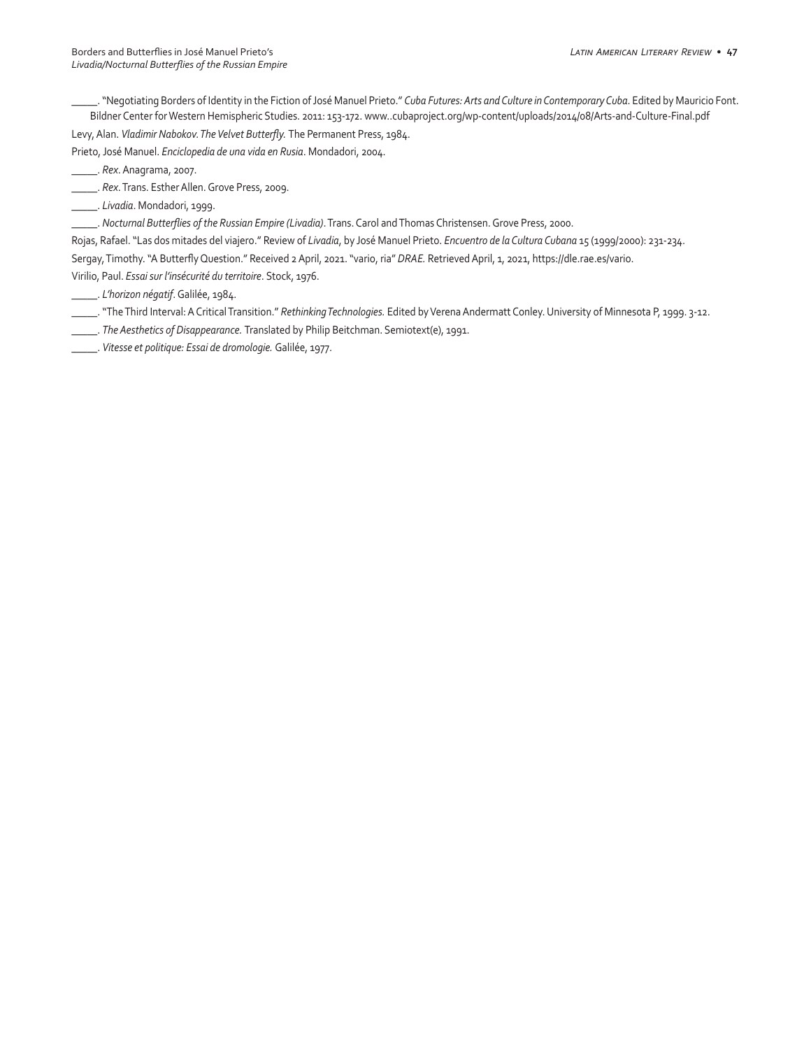_____. "Negotiating Borders of Identity in the Fiction of José Manuel Prieto." *Cuba Futures: Arts and Culture in Contemporary Cuba*. Edited by Mauricio Font. Bildner Center for Western Hemispheric Studies. 2011: 153-172. www..cubaproject.org/wp-content/uploads/2014/08/Arts-and-Culture-Final.pdf

Levy, Alan. *Vladimir Nabokov. The Velvet Butterfly.* The Permanent Press, 1984.

Prieto, José Manuel. *Enciclopedia de una vida en Rusia*. Mondadori, 2004.

_____. *Rex*. Anagrama, 2007.

_____. *Rex*. Trans. Esther Allen. Grove Press, 2009.

_____. *Livadia*. Mondadori, 1999.

_____. *Nocturnal Butterflies of the Russian Empire (Livadia)*. Trans. Carol and Thomas Christensen. Grove Press, 2000.

Rojas, Rafael. "Las dos mitades del viajero." Review of *Livadia*, by José Manuel Prieto. *Encuentro de la Cultura Cubana* 15 (1999/2000): 231-234.

Sergay, Timothy. "A Butterfly Question." Received 2 April, 2021. "vario, ria" *DRAE.* Retrieved April, 1, 2021, https://dle.rae.es/vario.

Virilio, Paul. *Essai sur l'insécurité du territoire*. Stock, 1976.

_____. *L'horizon négatif*. Galilée, 1984.

_____. "The Third Interval: A Critical Transition." *Rethinking Technologies.* Edited by Verena Andermatt Conley. University of Minnesota P, 1999. 3-12.

_____. *The Aesthetics of Disappearance.* Translated by Philip Beitchman. Semiotext(e), 1991.

_____. *Vitesse et politique: Essai de dromologie.* Galilée, 1977.